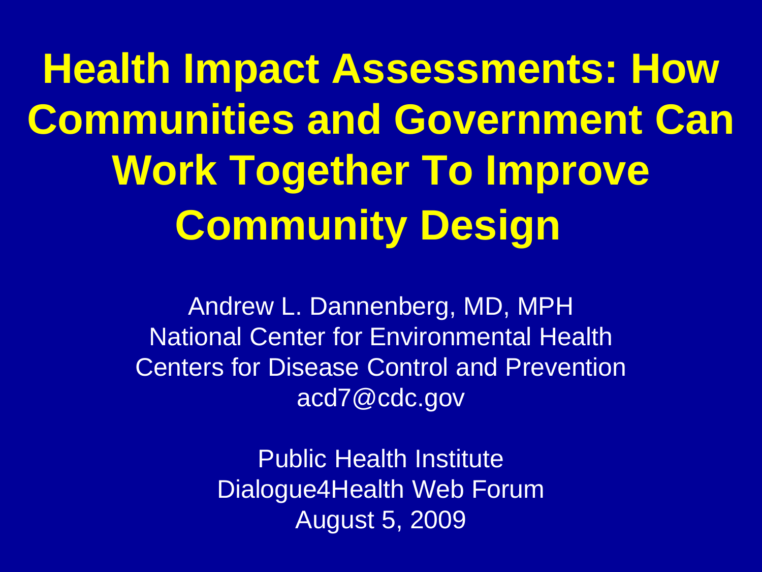# Health Impact Assessments: How Communities and Government Can Work Together To Improve Community Design

Andrew L. Dannenberg, MD, MPH
National Center for Environmental Health
Centers for Disease Control and Prevention
acd7@cdc.gov

Public Health Institute
Dialogue4Health Web Forum
August 5, 2009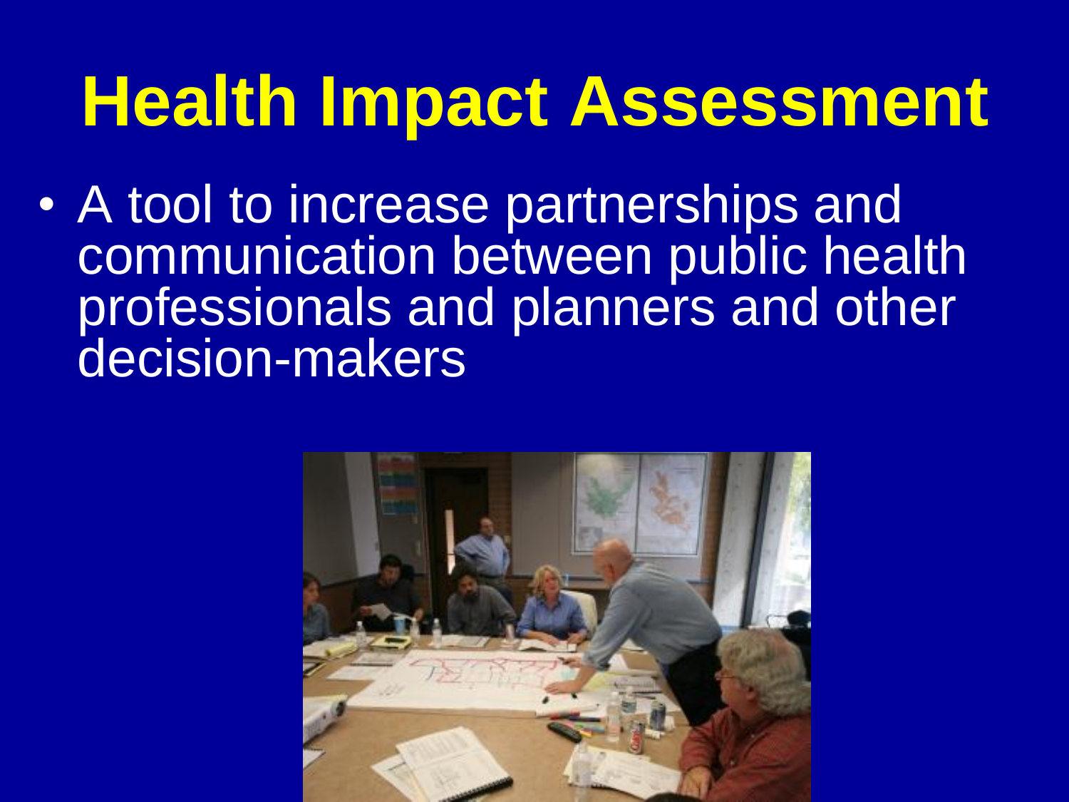# Health Impact Assessment

- A tool to increase partnerships and communication between public health professionals and planners and other decision-makers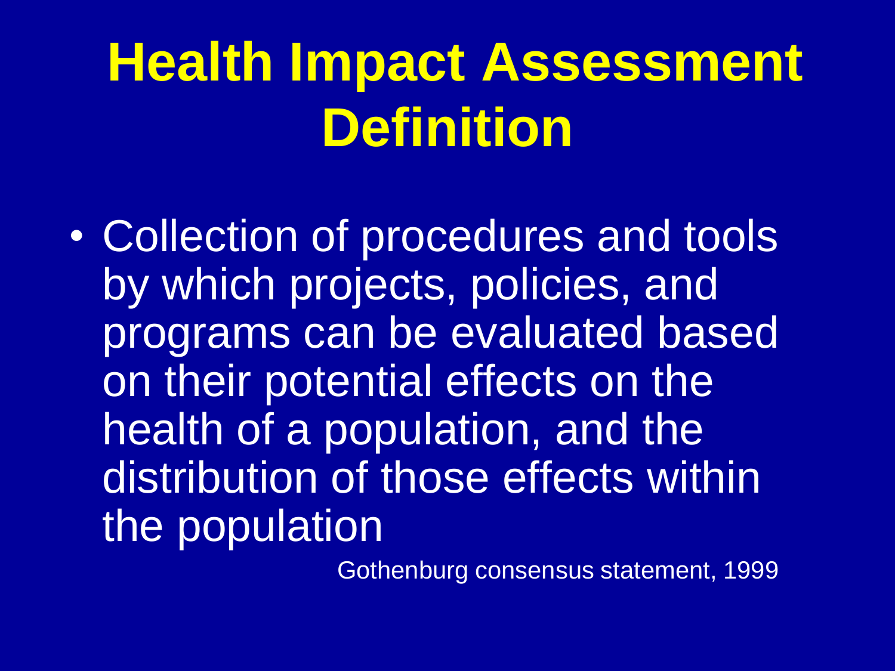# Health Impact Assessment Definition

- Collection of procedures and tools by which projects, policies, and programs can be evaluated based on their potential effects on the health of a population, and the distribution of those effects within the population

Gothenburg consensus statement, 1999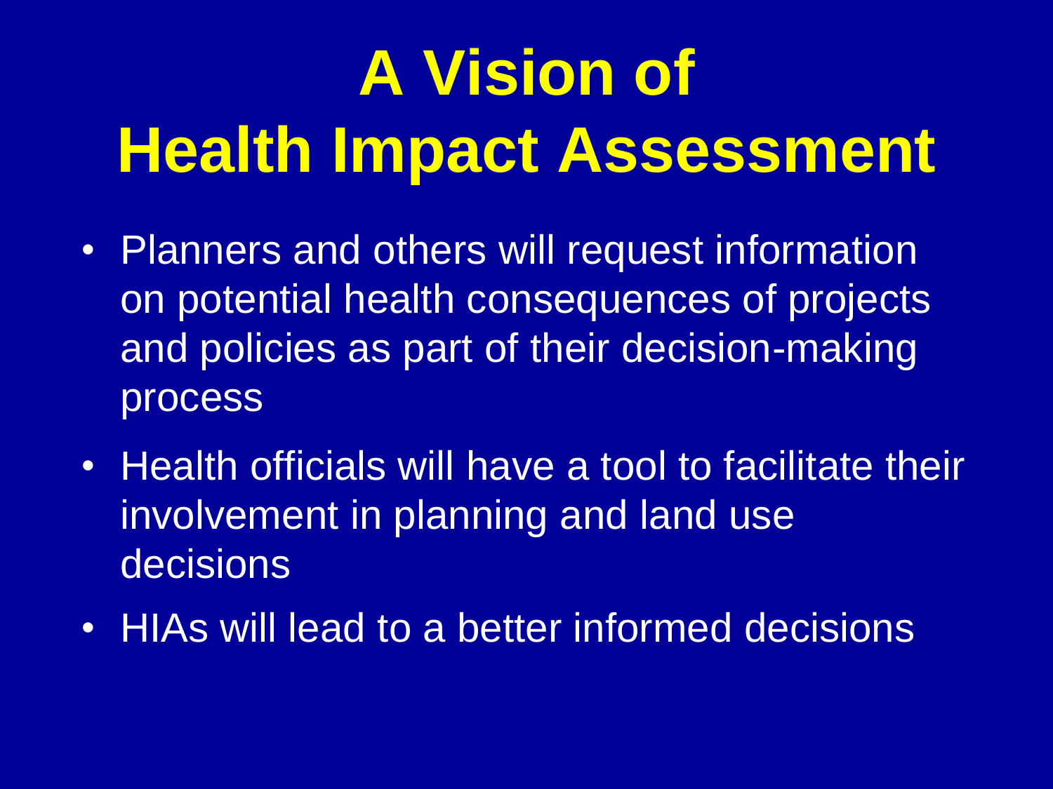# A Vision of Health Impact Assessment

- Planners and others will request information on potential health consequences of projects and policies as part of their decision-making process
- Health officials will have a tool to facilitate their involvement in planning and land use decisions
- HIAs will lead to a better informed decisions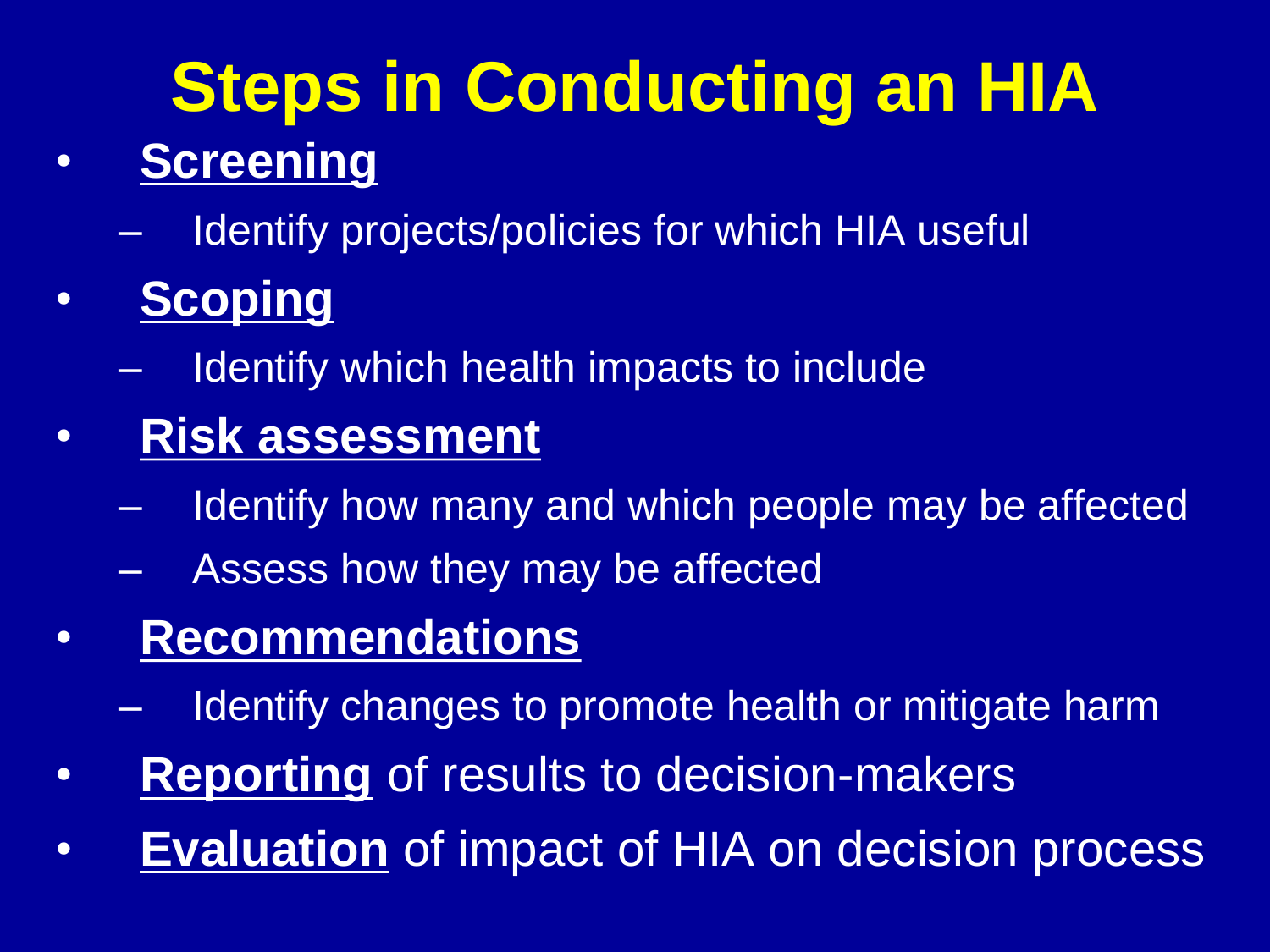# Steps in Conducting an HIA

- **Screening**
  - Identify projects/policies for which HIA useful
- **Scoping**
  - Identify which health impacts to include
- **Risk assessment**
  - Identify how many and which people may be affected
  - Assess how they may be affected
- **Recommendations**
  - Identify changes to promote health or mitigate harm
- **Reporting** of results to decision-makers
- **Evaluation** of impact of HIA on decision process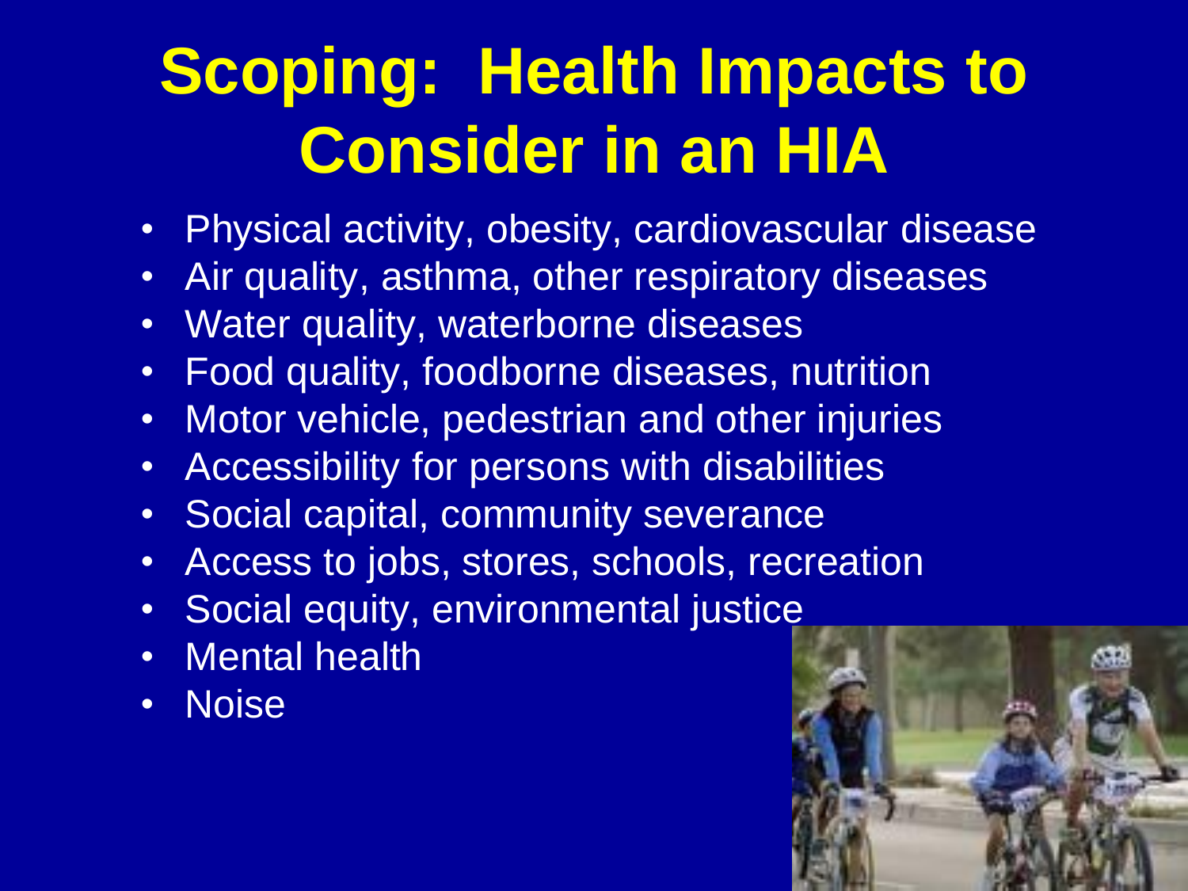# Scoping: Health Impacts to Consider in an HIA

- Physical activity, obesity, cardiovascular disease
- Air quality, asthma, other respiratory diseases
- Water quality, waterborne diseases
- Food quality, foodborne diseases, nutrition
- Motor vehicle, pedestrian and other injuries
- Accessibility for persons with disabilities
- Social capital, community severance
- Access to jobs, stores, schools, recreation
- Social equity, environmental justice
- Mental health
- Noise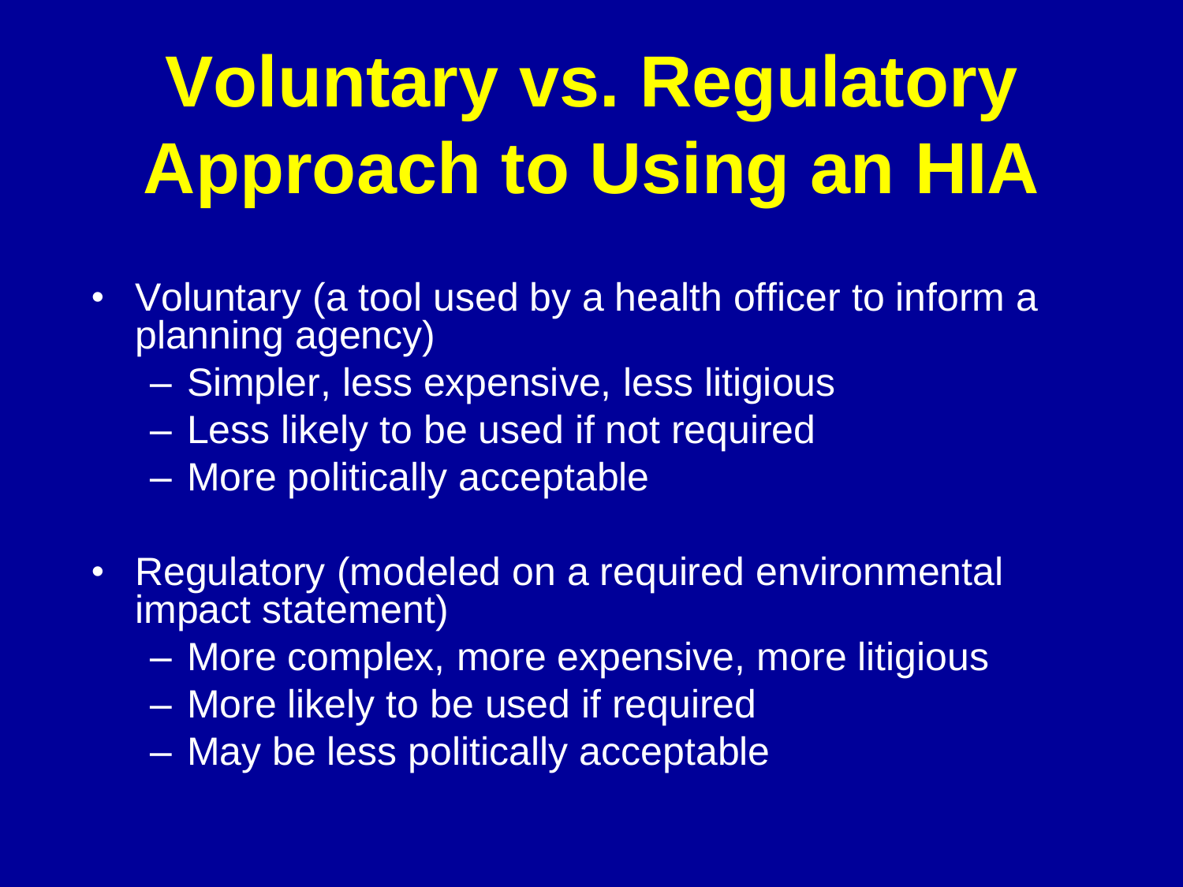# Voluntary vs. Regulatory Approach to Using an HIA

- Voluntary (a tool used by a health officer to inform a planning agency)
  - Simpler, less expensive, less litigious
  - Less likely to be used if not required
  - More politically acceptable
- Regulatory (modeled on a required environmental impact statement)
  - More complex, more expensive, more litigious
  - More likely to be used if required
  - May be less politically acceptable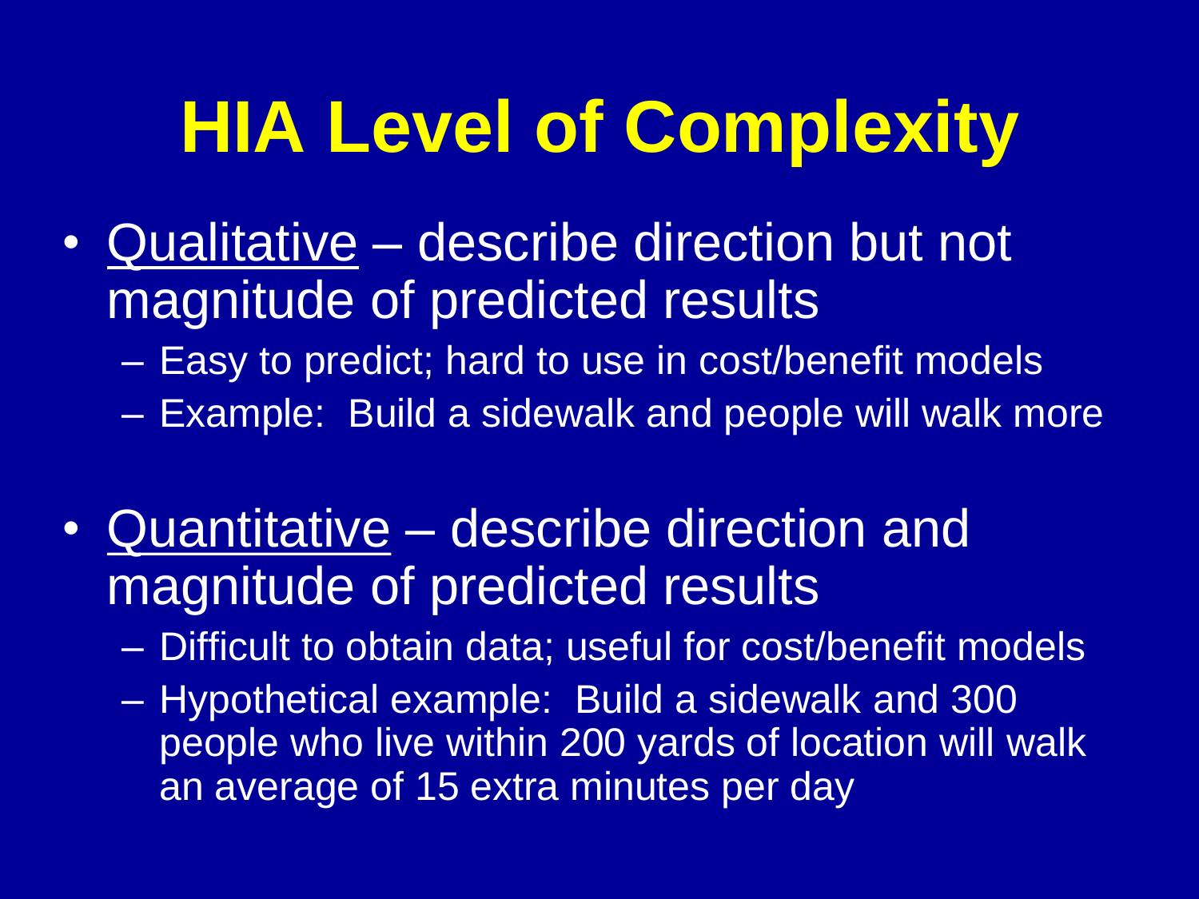# HIA Level of Complexity

- Qualitative – describe direction but not magnitude of predicted results
  - Easy to predict; hard to use in cost/benefit models
  - Example: Build a sidewalk and people will walk more

- Quantitative – describe direction and magnitude of predicted results
  - Difficult to obtain data; useful for cost/benefit models
  - Hypothetical example: Build a sidewalk and 300 people who live within 200 yards of location will walk an average of 15 extra minutes per day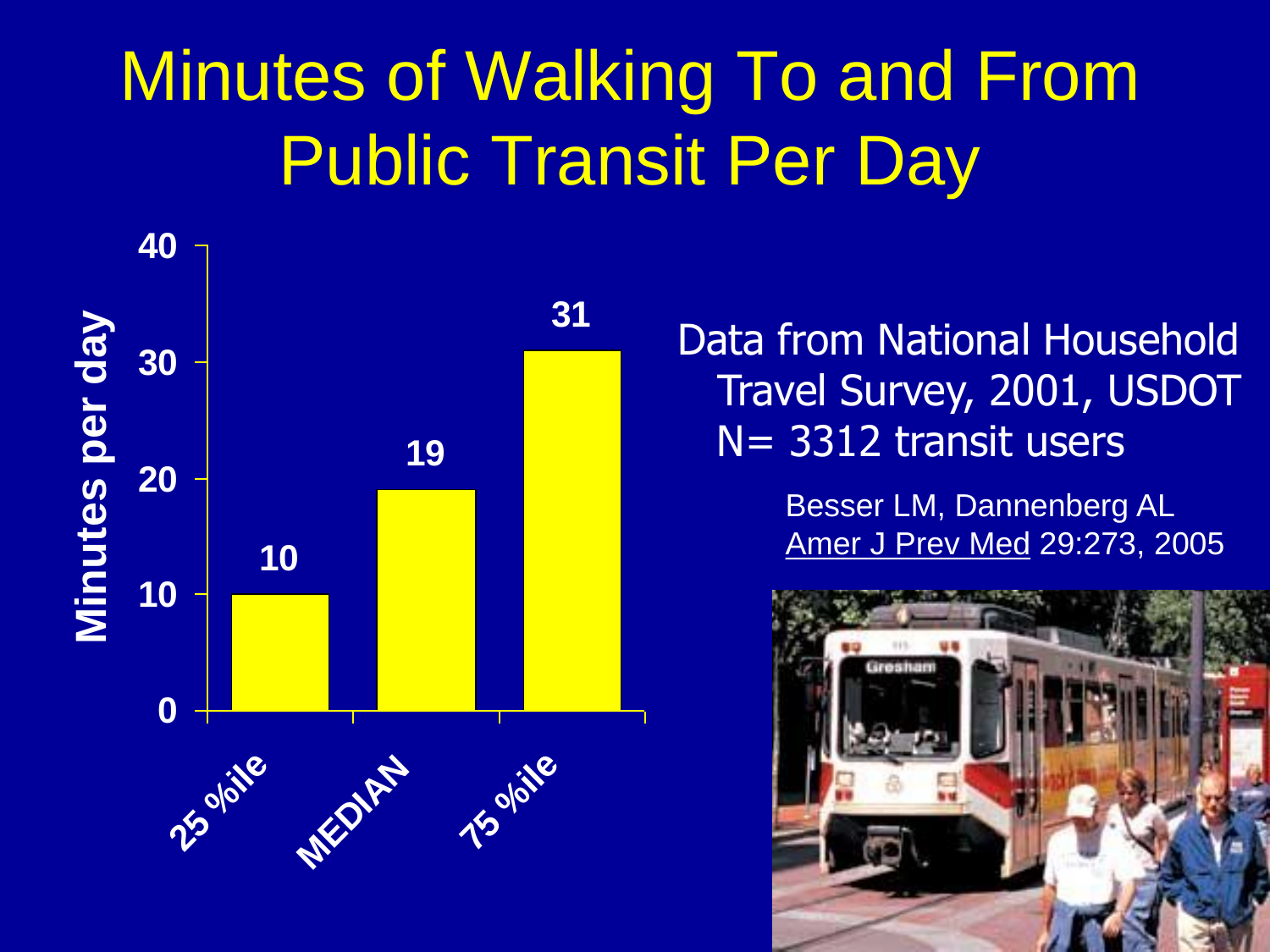# Minutes of Walking To and From Public Transit Per Day

| | Minutes per day |
|---|---|
| 25 %ile | 10 |
| MEDIAN | 19 |
| 75 %ile | 31 |

Data from National Household Travel Survey, 2001, USDOT
N= 3312 transit users

Besser LM, Dannenberg AL
Amer J Prev Med 29:273, 2005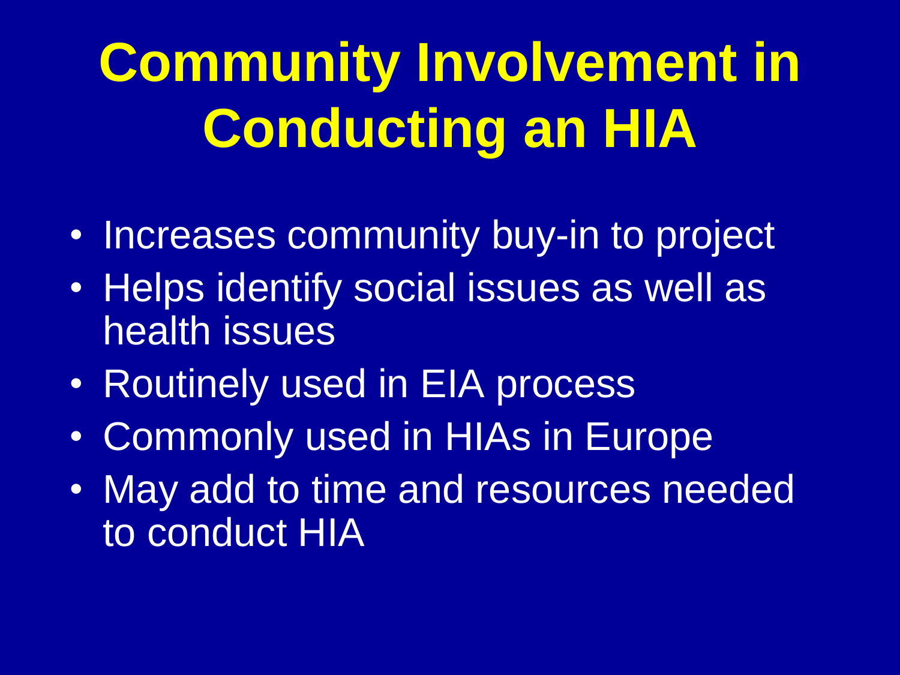# Community Involvement in Conducting an HIA

- Increases community buy-in to project
- Helps identify social issues as well as health issues
- Routinely used in EIA process
- Commonly used in HIAs in Europe
- May add to time and resources needed to conduct HIA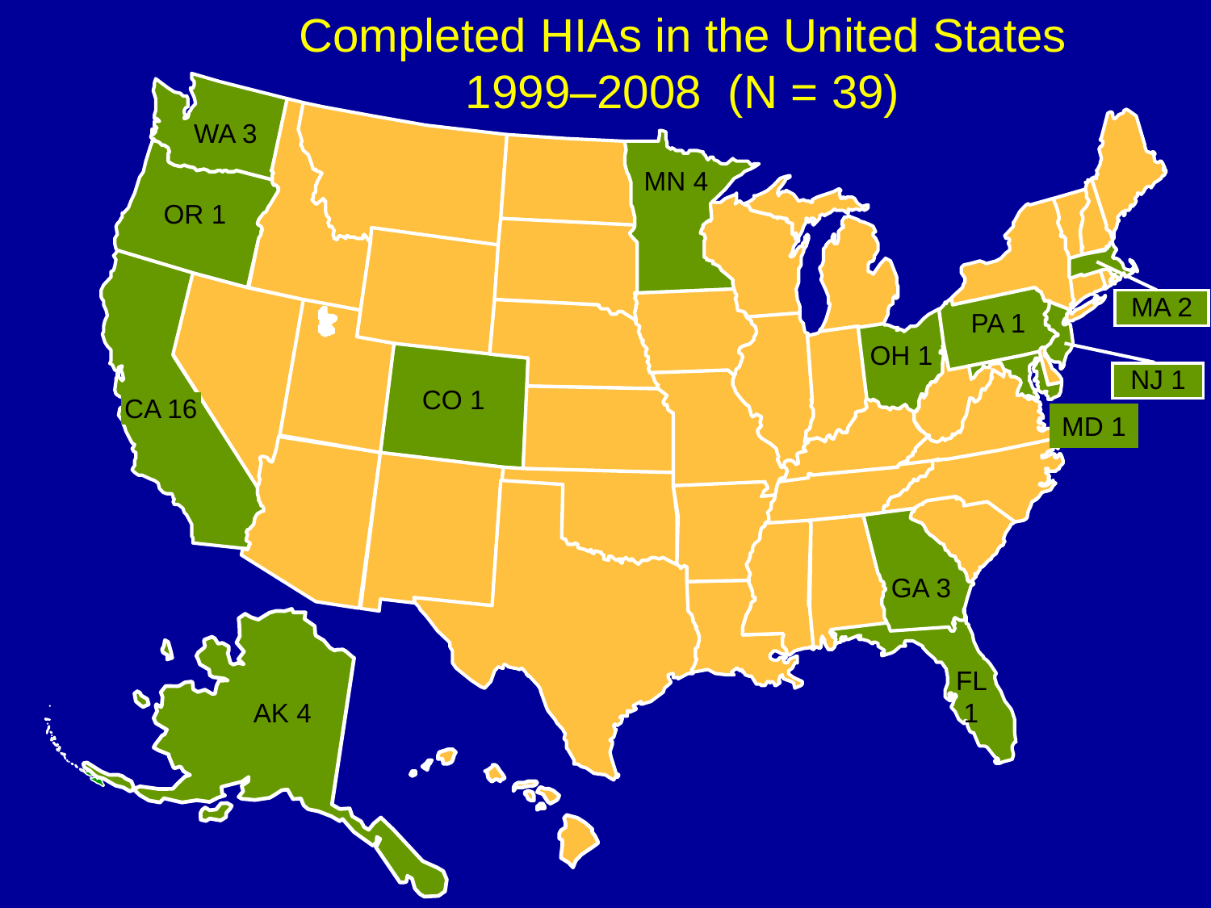# Completed HIAs in the United States 1999–2008 (N = 39)

WA 3

OR 1

CA 16

CO 1

MN 4

OH 1

PA 1

MA 2

NJ 1

MD 1

GA 3

FL 1

AK 4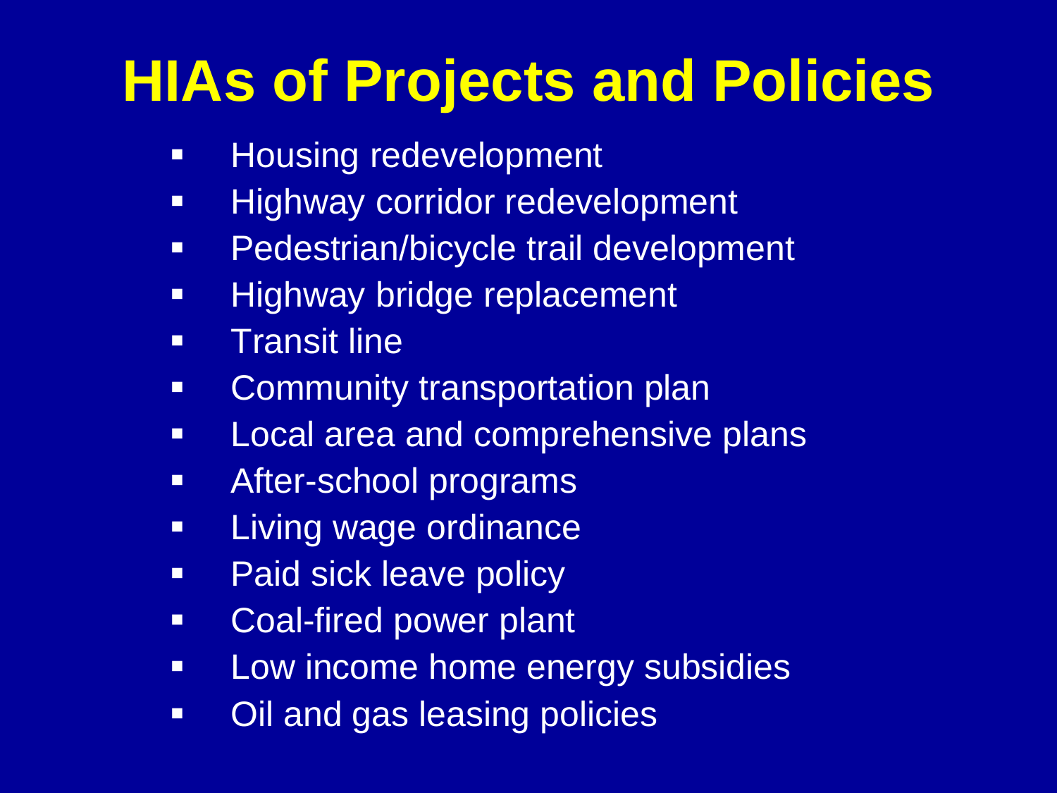# HIAs of Projects and Policies

- Housing redevelopment
- Highway corridor redevelopment
- Pedestrian/bicycle trail development
- Highway bridge replacement
- Transit line
- Community transportation plan
- Local area and comprehensive plans
- After-school programs
- Living wage ordinance
- Paid sick leave policy
- Coal-fired power plant
- Low income home energy subsidies
- Oil and gas leasing policies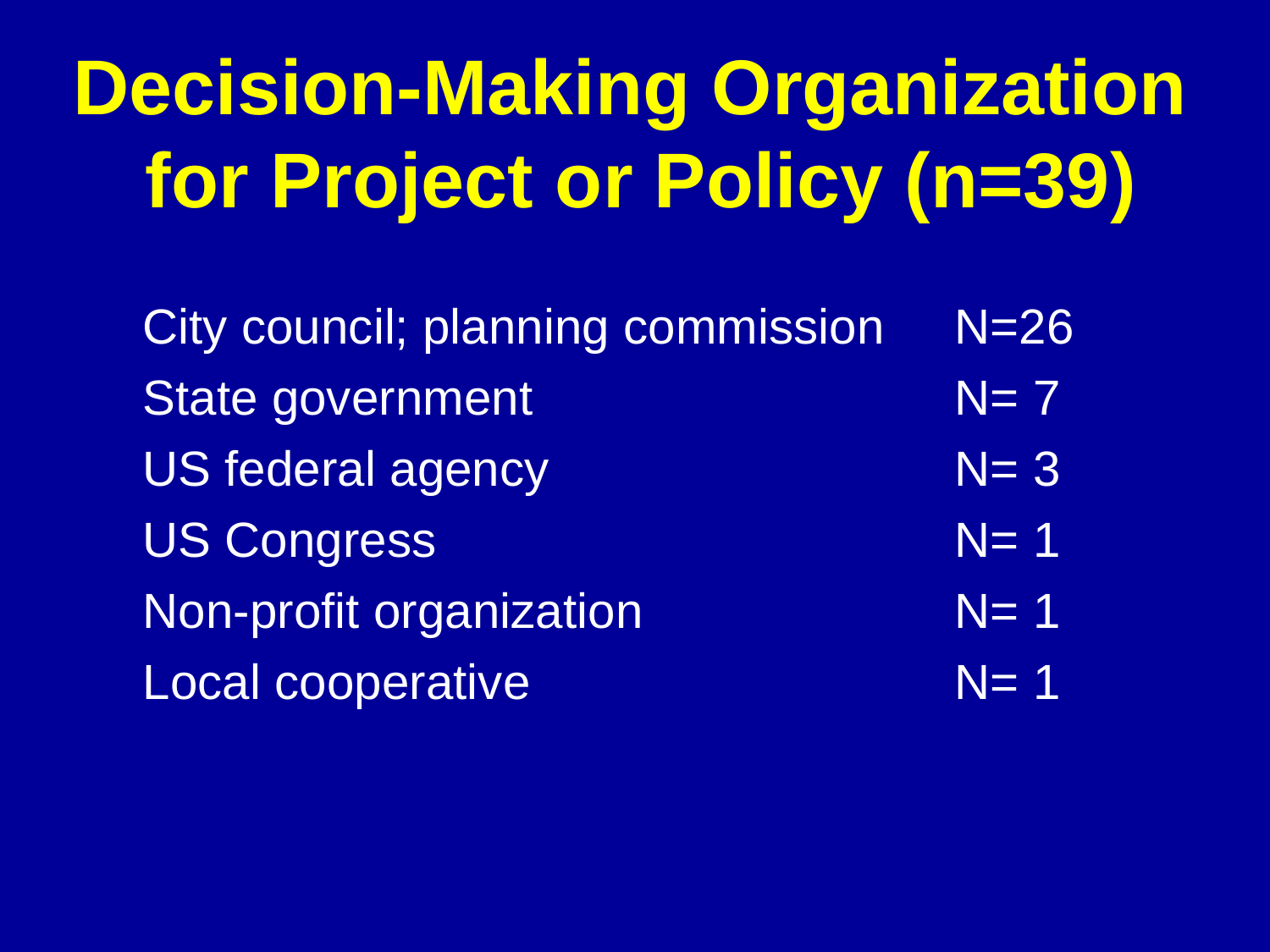# Decision-Making Organization for Project or Policy (n=39)

| | |
|---|---|
| City council; planning commission | N=26 |
| State government | N= 7 |
| US federal agency | N= 3 |
| US Congress | N= 1 |
| Non-profit organization | N= 1 |
| Local cooperative | N= 1 |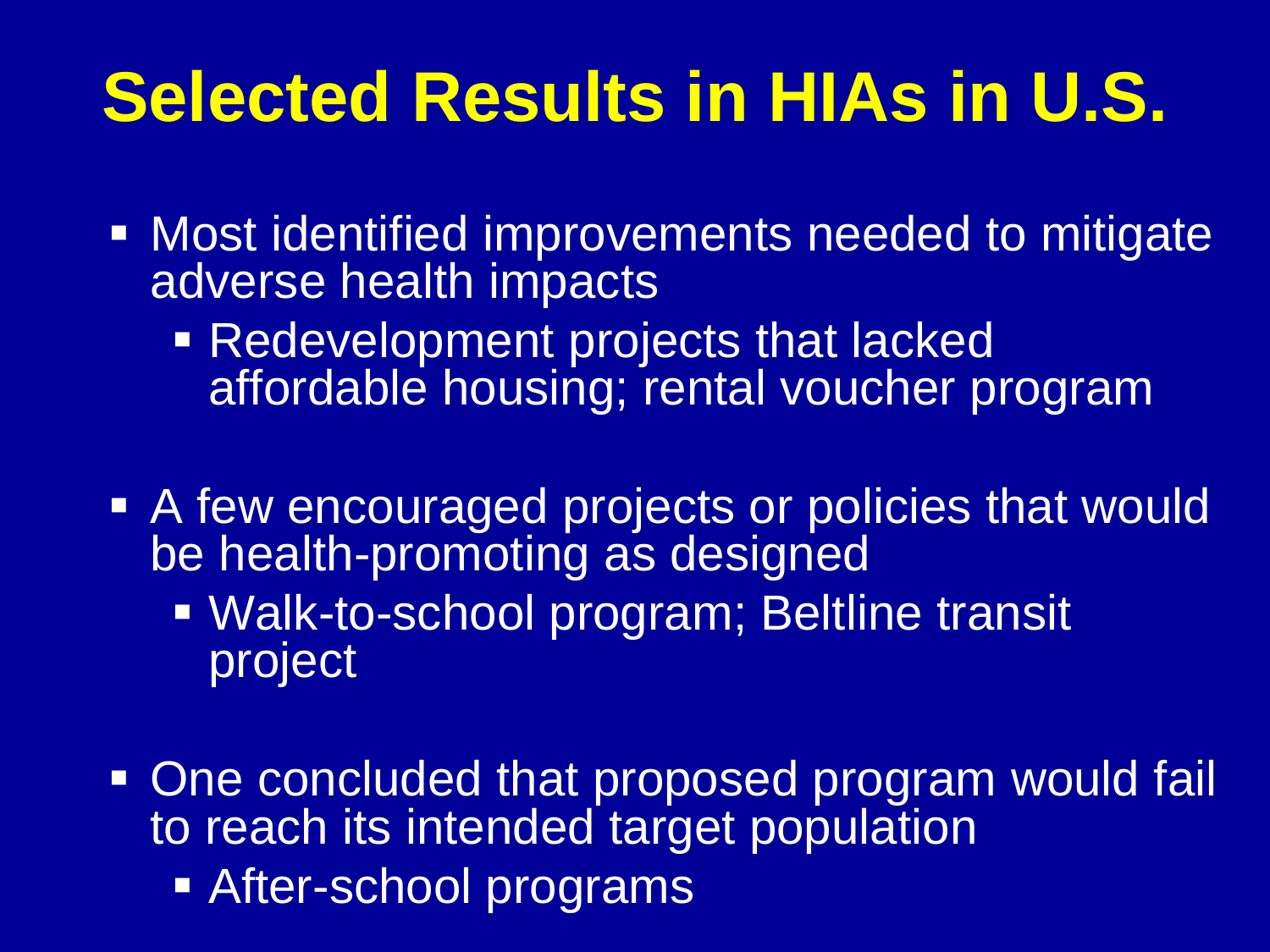# Selected Results in HIAs in U.S.

- Most identified improvements needed to mitigate adverse health impacts
  - Redevelopment projects that lacked affordable housing; rental voucher program
- A few encouraged projects or policies that would be health-promoting as designed
  - Walk-to-school program; Beltline transit project
- One concluded that proposed program would fail to reach its intended target population
  - After-school programs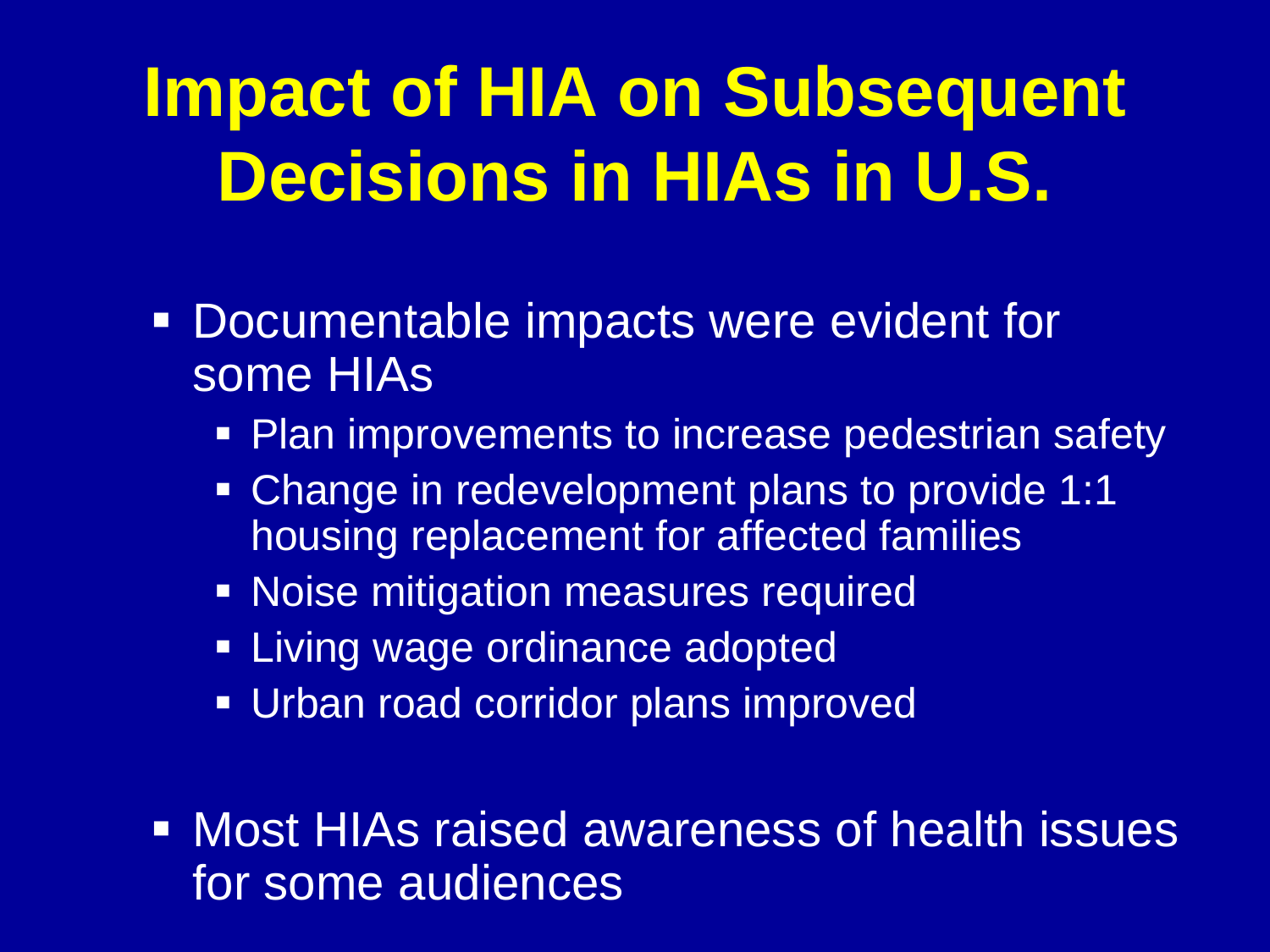# Impact of HIA on Subsequent Decisions in HIAs in U.S.

- Documentable impacts were evident for some HIAs
  - Plan improvements to increase pedestrian safety
  - Change in redevelopment plans to provide 1:1 housing replacement for affected families
  - Noise mitigation measures required
  - Living wage ordinance adopted
  - Urban road corridor plans improved
- Most HIAs raised awareness of health issues for some audiences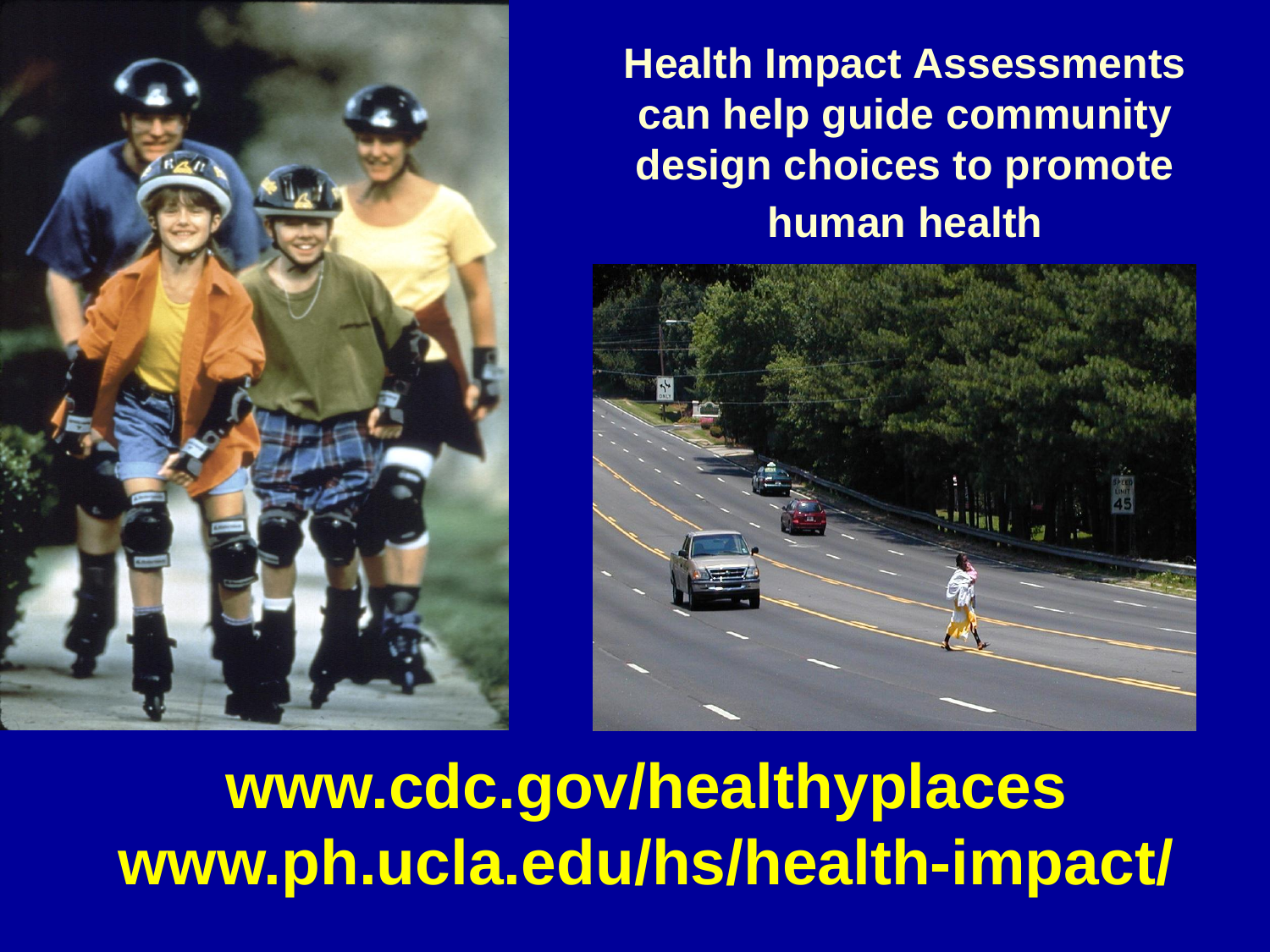Health Impact Assessments can help guide community design choices to promote human health

www.cdc.gov/healthyplaces

www.ph.ucla.edu/hs/health-impact/